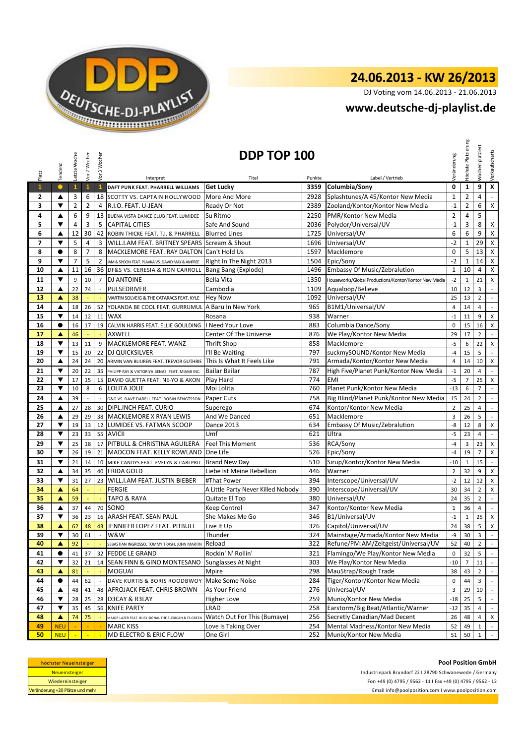# 24.06.2013 - KW 26/2013

DJ Voting vom 14.06.2013 - 21.06.2013

## www.deutsche-dj-playlist.de

## DDP TOP 100

| Platz | Tendenz | Letzte Woche | Vor 2 Wochen | Vor 3 Wochen | Interpret | Titel | Punkte | Label / Vertrieb | Veränderung | Höchste Platzierung | Wochen platziert | Verkaufscharts |
|---|---|---|---|---|---|---|---|---|---|---|---|---|
| 1 | ● | 1 | 1 | 1 | DAFT PUNK FEAT. PHARRELL WILLIAMS | Get Lucky | 3359 | Columbia/Sony | 0 | 1 | 9 | X |
| 2 | ▲ | 3 | 6 | 18 | SCOTTY VS. CAPTAIN HOLLYWOOD | More And More | 2928 | Splashtunes/A 45/Kontor New Media | 1 | 2 | 4 | - |
| 3 | ▼ | 2 | 2 | 4 | R.I.O. FEAT. U-JEAN | Ready Or Not | 2389 | Zooland/Kontor/Kontor New Media | -1 | 2 | 6 | X |
| 4 | ▲ | 6 | 9 | 13 | BUENA VISTA DANCE CLUB FEAT. LUMIDEE | Su Ritmo | 2250 | PMR/Kontor New Media | 2 | 4 | 5 | - |
| 5 | ▼ | 4 | 3 | 5 | CAPITAL CITIES | Safe And Sound | 2036 | Polydor/Universal/UV | -1 | 3 | 8 | X |
| 6 | ▲ | 12 | 30 | 42 | ROBIN THICKE FEAT. T.I. & PHARRELL | Blurred Lines | 1725 | Universal/UV | 6 | 6 | 9 | X |
| 7 | ▼ | 5 | 4 | 3 | WILL.I.AM FEAT. BRITNEY SPEARS | Scream & Shout | 1696 | Universal/UV | -2 | 1 | 29 | X |
| 8 | ● | 8 | 7 | 8 | MACKLEMORE FEAT. RAY DALTON | Can't Hold Us | 1597 | Macklemore | 0 | 5 | 13 | X |
| 9 | ▼ | 7 | 5 | 2 | JAM & SPOON FEAT. PLAVKA VS. DAVID MAY & AMFREE | Right In The Night 2013 | 1504 | Epic/Sony | -2 | 1 | 14 | X |
| 10 | ▲ | 11 | 16 | 36 | DF&S VS. CERESIA & RON CARROLL | Bang Bang (Explode) | 1496 | Embassy Of Music/Zebralution | 1 | 10 | 4 | X |
| 11 | ▼ | 9 | 10 | 7 | DJ ANTOINE | Bella Vita | 1350 | Houseworks/Global Productions/Kontor/Kontor New Media | -2 | 1 | 21 | X |
| 12 | ▲ | 22 | 74 | - | PULSEDRIVER | Cambodia | 1109 | Aqualoop/Believe | 10 | 12 | 3 | - |
| 13 | ▲ | 38 | - | - | MARTIN SOLVEIG & THE CATARACS FEAT. KYLE | Hey Now | 1092 | Universal/UV | 25 | 13 | 2 | - |
| 14 | ▲ | 18 | 26 | 52 | YOLANDA BE COOL FEAT. GURRUMUL | A Baru In New York | 965 | B1M1/Universal/UV | 4 | 14 | 4 | - |
| 15 | ▼ | 14 | 12 | 11 | WAX | Rosana | 938 | Warner | -1 | 11 | 9 | X |
| 16 | ● | 16 | 17 | 19 | CALVIN HARRIS FEAT. ELLIE GOULDING | I Need Your Love | 883 | Columbia Dance/Sony | 0 | 15 | 16 | X |
| 17 | ▲ | 46 | - | - | AXWELL | Center Of The Universe | 876 | We Play/Kontor New Media | 29 | 17 | 2 | - |
| 18 | ▼ | 13 | 11 | 9 | MACKLEMORE FEAT. WANZ | Thrift Shop | 858 | Macklemore | -5 | 6 | 22 | X |
| 19 | ▼ | 15 | 20 | 22 | DJ QUICKSILVER | I'll Be Waiting | 797 | suckmySOUND/Kontor New Media | -4 | 15 | 5 | - |
| 20 | ▲ | 24 | 24 | 20 | ARMIN VAN BUUREN FEAT. TREVOR GUTHRIE | This Is What It Feels Like | 791 | Armada/Kontor/Kontor New Media | 4 | 14 | 10 | X |
| 21 | ▼ | 20 | 22 | 35 | PHILIPP RAY & VIKTORIYA BENASI FEAT. MIAMI INC. | Bailar Bailar | 787 | High Five/Planet Punk/Kontor New Media | -1 | 20 | 4 | - |
| 22 | ▼ | 17 | 15 | 15 | DAVID GUETTA FEAT. NE-YO & AKON | Play Hard | 774 | EMI | -5 | 7 | 25 | X |
| 23 | ▼ | 10 | 8 | 6 | LOLITA JOLIE | Moi Lolita | 760 | Planet Punk/Kontor New Media | -13 | 6 | 7 | - |
| 24 | ▲ | 39 | - | - | G&G VS. DAVE DARELL FEAT. ROBIN BENGTSSON | Paper Cuts | 758 | Big Blind/Planet Punk/Kontor New Media | 15 | 24 | 2 | - |
| 25 | ▲ | 27 | 28 | 30 | DIPL.INCH FEAT. CURIO | Superego | 674 | Kontor/Kontor New Media | 2 | 25 | 4 | - |
| 26 | ▲ | 29 | 29 | 38 | MACKLEMORE X RYAN LEWIS | And We Danced | 651 | Macklemore | 3 | 26 | 5 | - |
| 27 | ▼ | 19 | 13 | 12 | LUMIDEE VS. FATMAN SCOOP | Dance 2013 | 634 | Embassy Of Music/Zebralution | -8 | 12 | 8 | X |
| 28 | ▼ | 23 | 33 | 55 | AVICII | Umf | 621 | Ultra | -5 | 23 | 4 | - |
| 29 | ▼ | 25 | 18 | 17 | PITBULL & CHRISTINA AGUILERA | Feel This Moment | 536 | RCA/Sony | -4 | 3 | 23 | X |
| 30 | ▼ | 26 | 19 | 21 | MADCON FEAT. KELLY ROWLAND | One Life | 526 | Epic/Sony | -4 | 19 | 7 | X |
| 31 | ▼ | 21 | 14 | 10 | MIKE CANDYS FEAT. EVELYN & CARLPRIT | Brand New Day | 510 | Sirup/Kontor/Kontor New Media | -10 | 1 | 15 | - |
| 32 | ▲ | 34 | 35 | 40 | FRIDA GOLD | Liebe Ist Meine Rebellion | 446 | Warner | 2 | 32 | 9 | X |
| 33 | ▼ | 31 | 27 | 23 | WILL.I.AM FEAT. JUSTIN BIEBER | #That Power | 394 | Interscope/Universal/UV | -2 | 12 | 12 | X |
| 34 | ▲ | 64 | - | - | FERGIE | A Little Party Never Killed Nobody | 390 | Interscope/Universal/UV | 30 | 34 | 2 | X |
| 35 | ▲ | 59 | - | - | TAPO & RAYA | Quitate El Top | 380 | Universal/UV | 24 | 35 | 2 | - |
| 36 | ▲ | 37 | 44 | 70 | SONO | Keep Control | 347 | Kontor/Kontor New Media | 1 | 36 | 4 | - |
| 37 | ▼ | 36 | 23 | 16 | ARASH FEAT. SEAN PAUL | She Makes Me Go | 346 | B1/Universal/UV | -1 | 1 | 25 | X |
| 38 | ▲ | 62 | 48 | 43 | JENNIFER LOPEZ FEAT. PITBULL | Live It Up | 326 | Capitol/Universal/UV | 24 | 38 | 5 | X |
| 39 | ▼ | 30 | 61 | - | W&W | Thunder | 324 | Mainstage/Armada/Kontor New Media | -9 | 30 | 3 | - |
| 40 | ▲ | 92 | - | - | SEBASTIAN INGROSSO, TOMMY TRASH, JOHN MARTIN | Reload | 322 | Refune/PM:AM/Zeitgeist/Universal/UV | 52 | 40 | 2 | - |
| 41 | ● | 41 | 37 | 32 | FEDDE LE GRAND | Rockin' N' Rollin' | 321 | Flamingo/We Play/Kontor New Media | 0 | 32 | 5 | - |
| 42 | ▼ | 32 | 21 | 14 | SEAN FINN & GINO MONTESANO | Sunglasses At Night | 303 | We Play/Kontor New Media | -10 | 7 | 11 | - |
| 43 | ▲ | 81 | - | - | MOGUAI | Mpire | 298 | Mau5trap/Rough Trade | 38 | 43 | 2 | - |
| 44 | ● | 44 | 62 | - | DAVE KURTIS & BORIS ROODBWOY | Make Some Noise | 284 | Tiger/Kontor/Kontor New Media | 0 | 44 | 3 | - |
| 45 | ▲ | 48 | 41 | 48 | AFROJACK FEAT. CHRIS BROWN | As Your Friend | 276 | Universal/UV | 3 | 29 | 10 | - |
| 46 | ▼ | 28 | 25 | 28 | D3CAY & R3LAY | Higher Love | 259 | Munix/Kontor New Media | -18 | 25 | 5 | - |
| 47 | ▼ | 35 | 45 | 56 | KNIFE PARTY | LRAD | 258 | Earstorm/Big Beat/Atlantic/Warner | -12 | 35 | 4 | - |
| 48 | ▲ | 74 | 75 | - | MAJOR LAZER FEAT. BUSY SIGNAL THE FLEXICAN & FS GREEN | Watch Out For This (Bumaye) | 256 | Secretly Canadian/Mad Decent | 26 | 48 | 4 | X |
| 49 | NEU | - | - | - | MARC KISS | Love Is Taking Over | 254 | Mental Madness/Kontor New Media | 52 | 49 | 1 | - |
| 50 | NEU | - | - | - | MD ELECTRO & ERIC FLOW | One Girl | 252 | Munix/Kontor New Media | 51 | 50 | 1 | - |

höchster Neueinsteiger
Neueinsteiger
Wiedereinsteiger
Veränderung +20 Plätze und mehr

**Pool Position GmbH**

Industriepark Brundorf 22 I 28790 Schwanewede / Germany

Fon +49 (0) 4795 / 9562 - 11 I Fax +49 (0) 4795 / 9562 - 12

Email info@poolposition.com I www.poolposition.com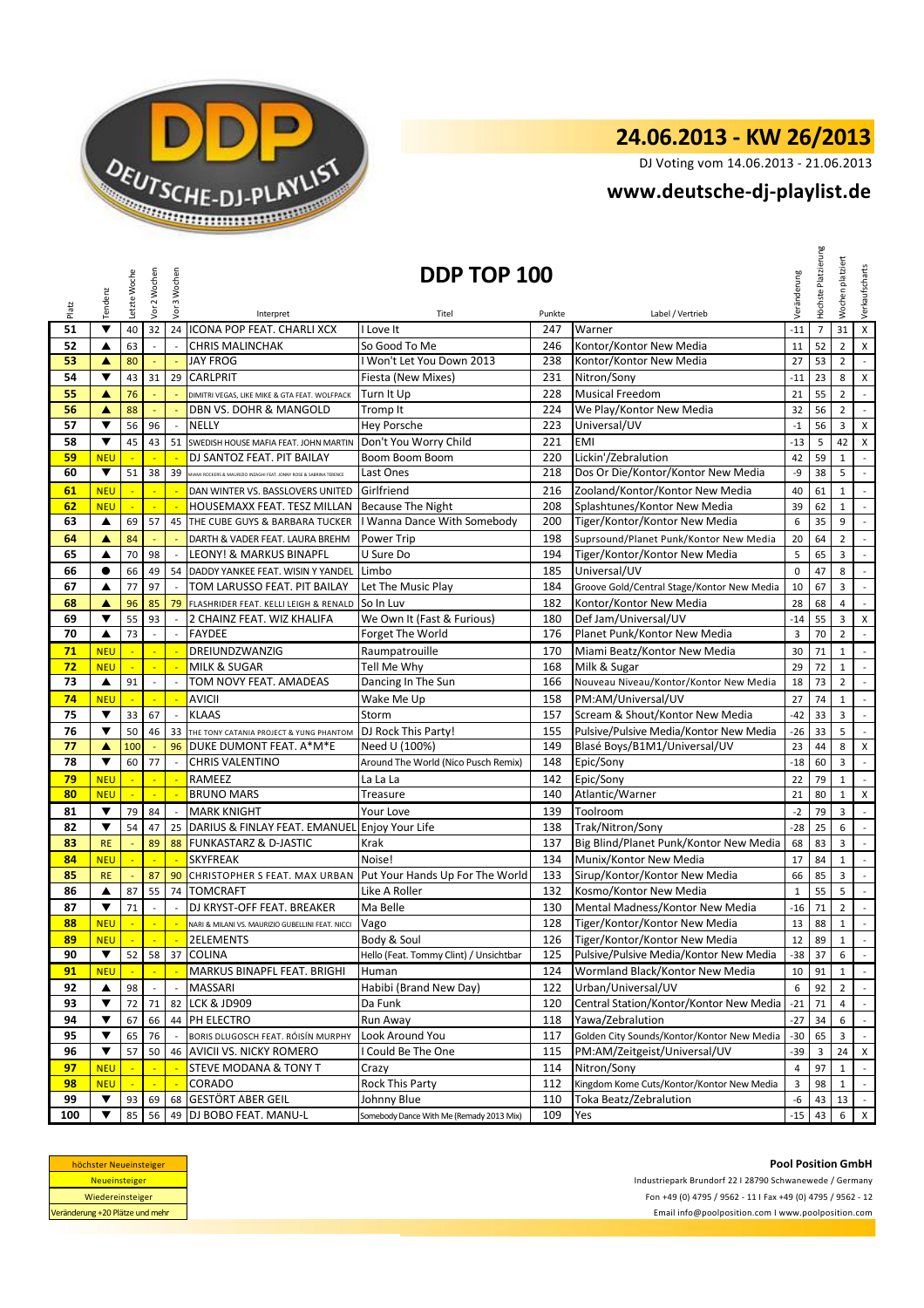# 24.06.2013 - KW 26/2013

DJ Voting vom 14.06.2013 - 21.06.2013

**www.deutsche-dj-playlist.de**

## DDP TOP 100

| Platz | Tendenz | Letzte Woche | Vor 2 Wochen | Vor 3 Wochen | Interpret | Titel | Punkte | Label / Vertrieb | Veränderung | Höchste Platzierung | Wochen platziert | Verkaufscharts |
|---|---|---|---|---|---|---|---|---|---|---|---|---|
| 51 | ▼ | 40 | 32 | 24 | ICONA POP FEAT. CHARLI XCX | I Love It | 247 | Warner | -11 | 7 | 31 | X |
| 52 | ▲ | 63 | - | - | CHRIS MALINCHAK | So Good To Me | 246 | Kontor/Kontor New Media | 11 | 52 | 2 | X |
| 53 | ▲ | 80 | - | - | JAY FROG | I Won't Let You Down 2013 | 238 | Kontor/Kontor New Media | 27 | 53 | 2 | - |
| 54 | ▼ | 43 | 31 | 29 | CARLPRIT | Fiesta (New Mixes) | 231 | Nitron/Sony | -11 | 23 | 8 | X |
| 55 | ▲ | 76 | - | - | DIMITRI VEGAS, LIKE MIKE & GTA FEAT. WOLFPACK | Turn It Up | 228 | Musical Freedom | 21 | 55 | 2 | - |
| 56 | ▲ | 88 | - | - | DBN VS. DOHR & MANGOLD | Tromp It | 224 | We Play/Kontor New Media | 32 | 56 | 2 | - |
| 57 | ▼ | 56 | 96 | - | NELLY | Hey Porsche | 223 | Universal/UV | -1 | 56 | 3 | X |
| 58 | ▼ | 45 | 43 | 51 | SWEDISH HOUSE MAFIA FEAT. JOHN MARTIN | Don't You Worry Child | 221 | EMI | -13 | 5 | 42 | X |
| 59 | NEU | - | - | - | DJ SANTOZ FEAT. PIT BAILAY | Boom Boom Boom | 220 | Lickin'/Zebralution | 42 | 59 | 1 | - |
| 60 | ▼ | 51 | 38 | 39 | MIAMI ROCKERS & MAURIZIO INZAGHI FEAT. JONNY ROSE & SABRINA TERENCE | Last Ones | 218 | Dos Or Die/Kontor/Kontor New Media | -9 | 38 | 5 | - |
| 61 | NEU | - | - | - | DAN WINTER VS. BASSLOVERS UNITED | Girlfriend | 216 | Zooland/Kontor/Kontor New Media | 40 | 61 | 1 | - |
| 62 | NEU | - | - | - | HOUSEMAXX FEAT. TESZ MILLAN | Because The Night | 208 | Splashtunes/Kontor New Media | 39 | 62 | 1 | - |
| 63 | ▲ | 69 | 57 | 45 | THE CUBE GUYS & BARBARA TUCKER | I Wanna Dance With Somebody | 200 | Tiger/Kontor/Kontor New Media | 6 | 35 | 9 | - |
| 64 | ▲ | 84 | - | - | DARTH & VADER FEAT. LAURA BREHM | Power Trip | 198 | Suprsound/Planet Punk/Kontor New Media | 20 | 64 | 2 | - |
| 65 | ▲ | 70 | 98 | - | LEONY! & MARKUS BINAPFL | U Sure Do | 194 | Tiger/Kontor/Kontor New Media | 5 | 65 | 3 | - |
| 66 | ● | 66 | 49 | 54 | DADDY YANKEE FEAT. WISIN Y YANDEL | Limbo | 185 | Universal/UV | 0 | 47 | 8 | - |
| 67 | ▲ | 77 | 97 | - | TOM LARUSSO FEAT. PIT BAILAY | Let The Music Play | 184 | Groove Gold/Central Stage/Kontor New Media | 10 | 67 | 3 | - |
| 68 | ▲ | 96 | 85 | 79 | FLASHRIDER FEAT. KELLI LEIGH & RENALD | So In Luv | 182 | Kontor/Kontor New Media | 28 | 68 | 4 | - |
| 69 | ▼ | 55 | 93 | - | 2 CHAINZ FEAT. WIZ KHALIFA | We Own It (Fast & Furious) | 180 | Def Jam/Universal/UV | -14 | 55 | 3 | X |
| 70 | ▲ | 73 | - | - | FAYDEE | Forget The World | 176 | Planet Punk/Kontor New Media | 3 | 70 | 2 | - |
| 71 | NEU | - | - | - | DREIUNDZWANZIG | Raumpatrouille | 170 | Miami Beatz/Kontor New Media | 30 | 71 | 1 | - |
| 72 | NEU | - | - | - | MILK & SUGAR | Tell Me Why | 168 | Milk & Sugar | 29 | 72 | 1 | - |
| 73 | ▲ | 91 | - | - | TOM NOVY FEAT. AMADEAS | Dancing In The Sun | 166 | Nouveau Niveau/Kontor/Kontor New Media | 18 | 73 | 2 | - |
| 74 | NEU | - | - | - | AVICII | Wake Me Up | 158 | PM:AM/Universal/UV | 27 | 74 | 1 | - |
| 75 | ▼ | 33 | 67 | - | KLAAS | Storm | 157 | Scream & Shout/Kontor New Media | -42 | 33 | 3 | - |
| 76 | ▼ | 50 | 46 | 33 | THE TONY CATANIA PROJECT & YUNG PHANTOM | DJ Rock This Party! | 155 | Pulsive/Pulsive Media/Kontor New Media | -26 | 33 | 5 | - |
| 77 | ▲ | 100 | - | 96 | DUKE DUMONT FEAT. A*M*E | Need U (100%) | 149 | Blasé Boys/B1M1/Universal/UV | 23 | 44 | 8 | X |
| 78 | ▼ | 60 | 77 | - | CHRIS VALENTINO | Around The World (Nico Pusch Remix) | 148 | Epic/Sony | -18 | 60 | 3 | - |
| 79 | NEU | - | - | - | RAMEEZ | La La La | 142 | Epic/Sony | 22 | 79 | 1 | - |
| 80 | NEU | - | - | - | BRUNO MARS | Treasure | 140 | Atlantic/Warner | 21 | 80 | 1 | X |
| 81 | ▼ | 79 | 84 | - | MARK KNIGHT | Your Love | 139 | Toolroom | -2 | 79 | 3 | - |
| 82 | ▼ | 54 | 47 | 25 | DARIUS & FINLAY FEAT. EMANUEL | Enjoy Your Life | 138 | Trak/Nitron/Sony | -28 | 25 | 6 | - |
| 83 | RE | - | 89 | 88 | FUNKASTARZ & D-JASTIC | Krak | 137 | Big Blind/Planet Punk/Kontor New Media | 68 | 83 | 3 | - |
| 84 | NEU | - | - | - | SKYFREAK | Noise! | 134 | Munix/Kontor New Media | 17 | 84 | 1 | - |
| 85 | RE | - | 87 | 90 | CHRISTOPHER S FEAT. MAX URBAN | Put Your Hands Up For The World | 133 | Sirup/Kontor/Kontor New Media | 66 | 85 | 3 | - |
| 86 | ▲ | 87 | 55 | 74 | TOMCRAFT | Like A Roller | 132 | Kosmo/Kontor New Media | 1 | 55 | 5 | - |
| 87 | ▼ | 71 | - | - | DJ KRYST-OFF FEAT. BREAKER | Ma Belle | 130 | Mental Madness/Kontor New Media | -16 | 71 | 2 | - |
| 88 | NEU | - | - | - | NARI & MILANI VS. MAURIZIO GUBELLINI FEAT. NICCI | Vago | 128 | Tiger/Kontor/Kontor New Media | 13 | 88 | 1 | - |
| 89 | NEU | - | - | - | 2ELEMENTS | Body & Soul | 126 | Tiger/Kontor/Kontor New Media | 12 | 89 | 1 | - |
| 90 | ▼ | 52 | 58 | 37 | COLINA | Hello (Feat. Tommy Clint) / Unsichtbar | 125 | Pulsive/Pulsive Media/Kontor New Media | -38 | 37 | 6 | - |
| 91 | NEU | - | - | - | MARKUS BINAPFL FEAT. BRIGHI | Human | 124 | Wormland Black/Kontor New Media | 10 | 91 | 1 | - |
| 92 | ▲ | 98 | - | - | MASSARI | Habibi (Brand New Day) | 122 | Urban/Universal/UV | 6 | 92 | 2 | - |
| 93 | ▼ | 72 | 71 | 82 | LCK & JD909 | Da Funk | 120 | Central Station/Kontor/Kontor New Media | -21 | 71 | 4 | - |
| 94 | ▼ | 67 | 66 | 44 | PH ELECTRO | Run Away | 118 | Yawa/Zebralution | -27 | 34 | 6 | - |
| 95 | ▼ | 65 | 76 | - | BORIS DLUGOSCH FEAT. RÓISÍN MURPHY | Look Around You | 117 | Golden City Sounds/Kontor/Kontor New Media | -30 | 65 | 3 | - |
| 96 | ▼ | 57 | 50 | 46 | AVICII VS. NICKY ROMERO | I Could Be The One | 115 | PM:AM/Zeitgeist/Universal/UV | -39 | 3 | 24 | X |
| 97 | NEU | - | - | - | STEVE MODANA & TONY T | Crazy | 114 | Nitron/Sony | 4 | 97 | 1 | - |
| 98 | NEU | - | - | - | CORADO | Rock This Party | 112 | Kingdom Kome Cuts/Kontor/Kontor New Media | 3 | 98 | 1 | - |
| 99 | ▼ | 93 | 69 | 68 | GESTÖRT ABER GEIL | Johnny Blue | 110 | Toka Beatz/Zebralution | -6 | 43 | 13 | - |
| 100 | ▼ | 85 | 56 | 49 | DJ BOBO FEAT. MANU-L | Somebody Dance With Me (Remady 2013 Mix) | 109 | Yes | -15 | 43 | 6 | X |

höchster Neueinsteiger
Neueinsteiger
Wiedereinsteiger
Veränderung +20 Plätze und mehr

**Pool Position GmbH**

Industriepark Brundorf 22 I 28790 Schwanewede / Germany

Fon +49 (0) 4795 / 9562 - 11 I Fax +49 (0) 4795 / 9562 - 12

Email info@poolposition.com I www.poolposition.com